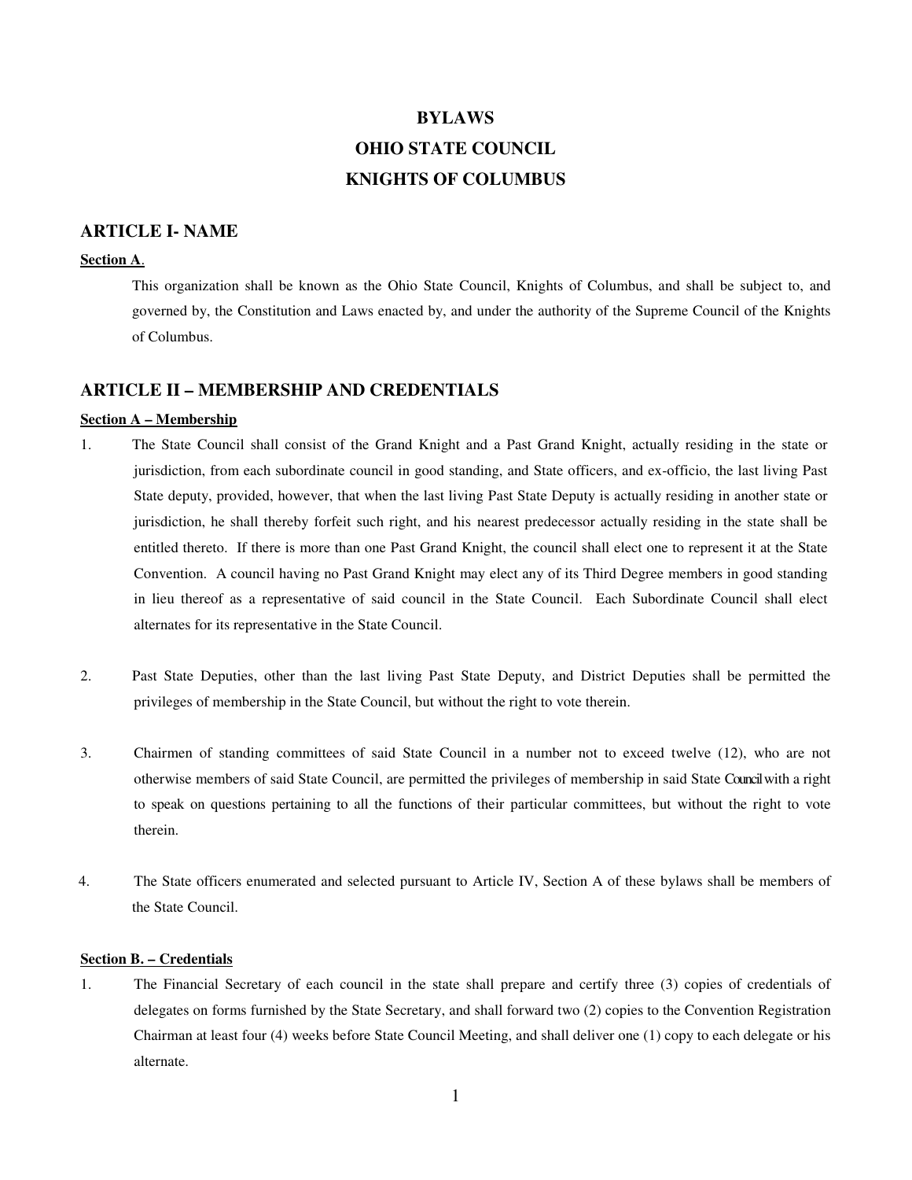# BYLAWS
# OHIO STATE COUNCIL
# KNIGHTS OF COLUMBUS

## ARTICLE I- NAME

**Section A**.

This organization shall be known as the Ohio State Council, Knights of Columbus, and shall be subject to, and governed by, the Constitution and Laws enacted by, and under the authority of the Supreme Council of the Knights of Columbus.

## ARTICLE II – MEMBERSHIP AND CREDENTIALS

**Section A – Membership**

1. The State Council shall consist of the Grand Knight and a Past Grand Knight, actually residing in the state or jurisdiction, from each subordinate council in good standing, and State officers, and ex-officio, the last living Past State deputy, provided, however, that when the last living Past State Deputy is actually residing in another state or jurisdiction, he shall thereby forfeit such right, and his nearest predecessor actually residing in the state shall be entitled thereto. If there is more than one Past Grand Knight, the council shall elect one to represent it at the State Convention. A council having no Past Grand Knight may elect any of its Third Degree members in good standing in lieu thereof as a representative of said council in the State Council. Each Subordinate Council shall elect alternates for its representative in the State Council.

2. Past State Deputies, other than the last living Past State Deputy, and District Deputies shall be permitted the privileges of membership in the State Council, but without the right to vote therein.

3. Chairmen of standing committees of said State Council in a number not to exceed twelve (12), who are not otherwise members of said State Council, are permitted the privileges of membership in said State Council with a right to speak on questions pertaining to all the functions of their particular committees, but without the right to vote therein.

4. The State officers enumerated and selected pursuant to Article IV, Section A of these bylaws shall be members of the State Council.

**Section B. – Credentials**

1. The Financial Secretary of each council in the state shall prepare and certify three (3) copies of credentials of delegates on forms furnished by the State Secretary, and shall forward two (2) copies to the Convention Registration Chairman at least four (4) weeks before State Council Meeting, and shall deliver one (1) copy to each delegate or his alternate.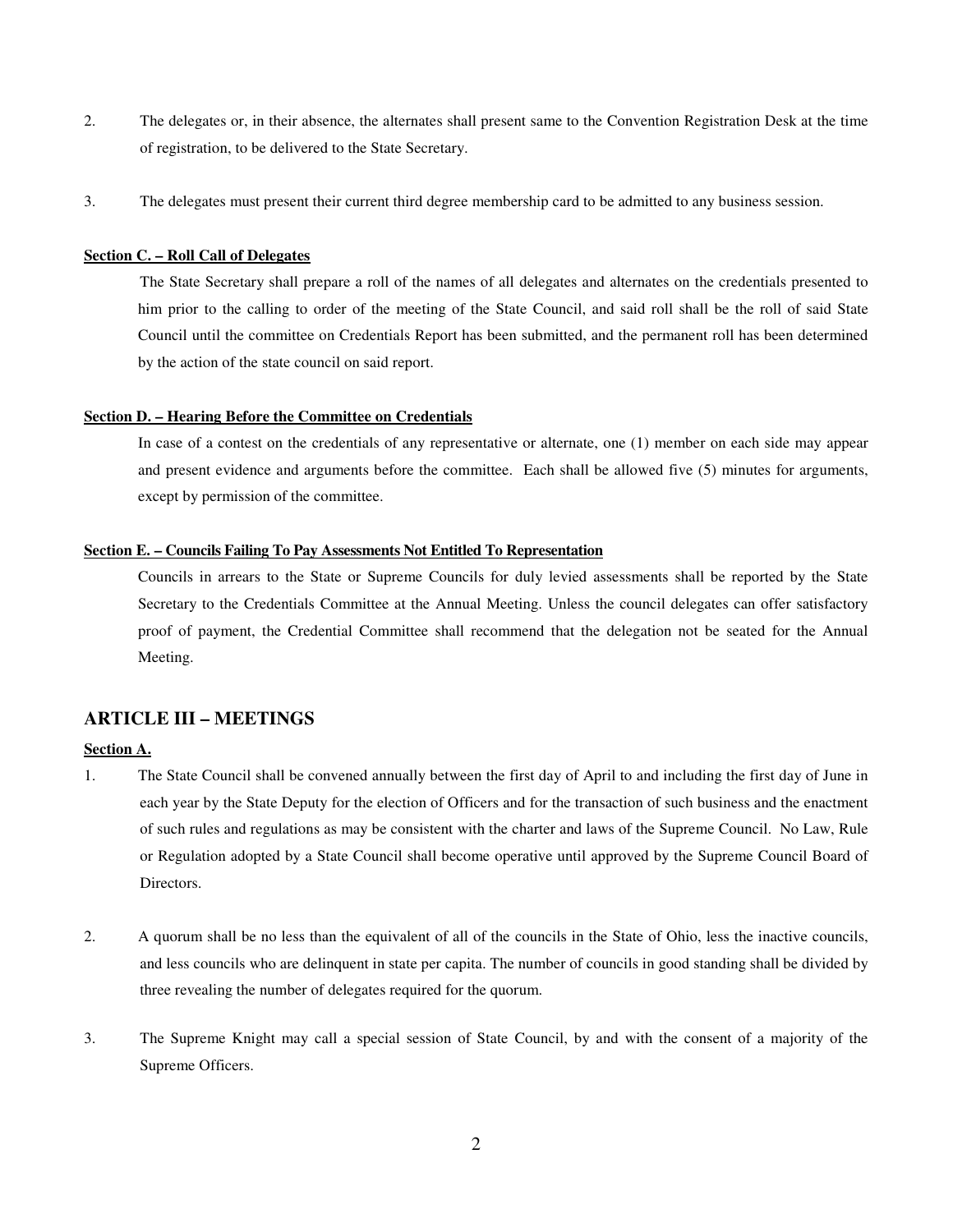2. The delegates or, in their absence, the alternates shall present same to the Convention Registration Desk at the time of registration, to be delivered to the State Secretary.

3. The delegates must present their current third degree membership card to be admitted to any business session.

**Section C. – Roll Call of Delegates**

The State Secretary shall prepare a roll of the names of all delegates and alternates on the credentials presented to him prior to the calling to order of the meeting of the State Council, and said roll shall be the roll of said State Council until the committee on Credentials Report has been submitted, and the permanent roll has been determined by the action of the state council on said report.

**Section D. – Hearing Before the Committee on Credentials**

In case of a contest on the credentials of any representative or alternate, one (1) member on each side may appear and present evidence and arguments before the committee. Each shall be allowed five (5) minutes for arguments, except by permission of the committee.

**Section E. – Councils Failing To Pay Assessments Not Entitled To Representation**

Councils in arrears to the State or Supreme Councils for duly levied assessments shall be reported by the State Secretary to the Credentials Committee at the Annual Meeting. Unless the council delegates can offer satisfactory proof of payment, the Credential Committee shall recommend that the delegation not be seated for the Annual Meeting.

## ARTICLE III – MEETINGS

**Section A.**

1. The State Council shall be convened annually between the first day of April to and including the first day of June in each year by the State Deputy for the election of Officers and for the transaction of such business and the enactment of such rules and regulations as may be consistent with the charter and laws of the Supreme Council. No Law, Rule or Regulation adopted by a State Council shall become operative until approved by the Supreme Council Board of Directors.

2. A quorum shall be no less than the equivalent of all of the councils in the State of Ohio, less the inactive councils, and less councils who are delinquent in state per capita. The number of councils in good standing shall be divided by three revealing the number of delegates required for the quorum.

3. The Supreme Knight may call a special session of State Council, by and with the consent of a majority of the Supreme Officers.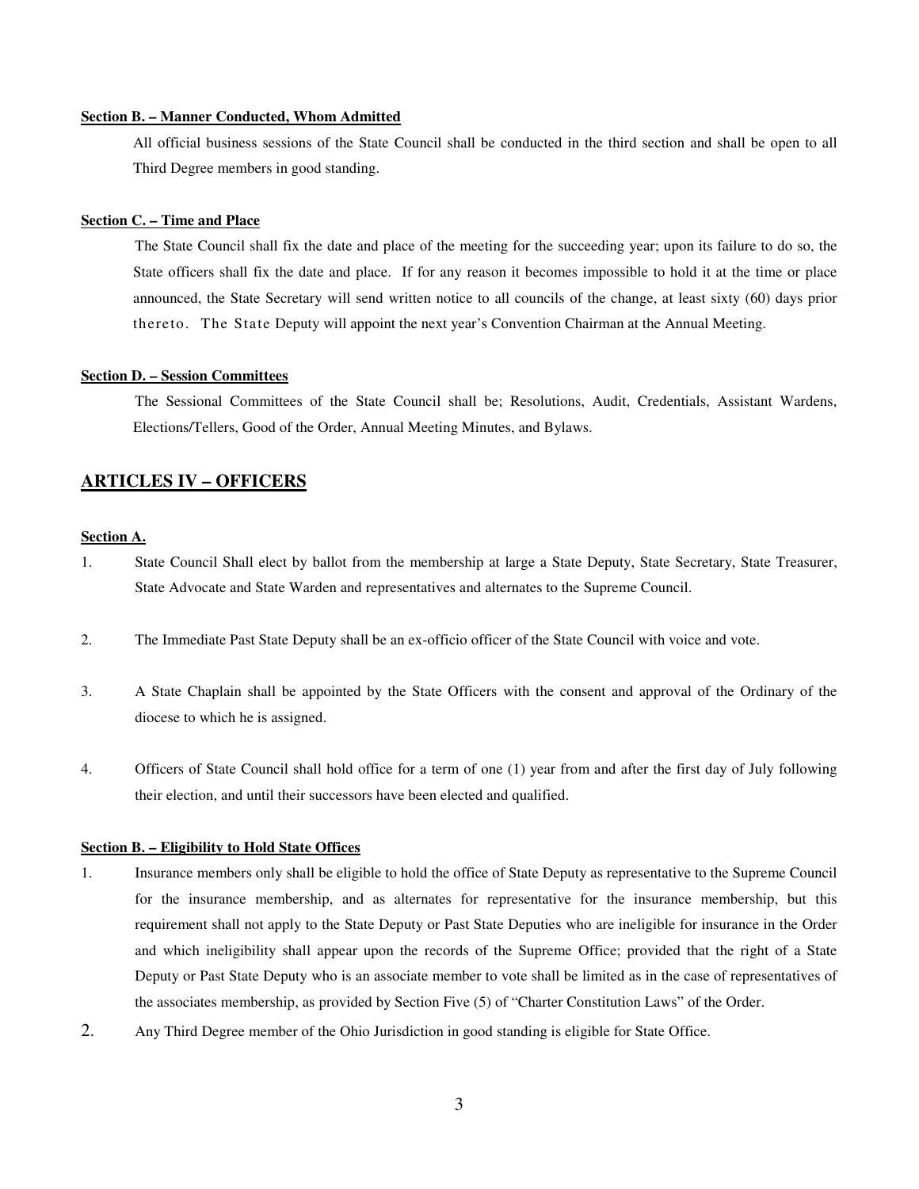**Section B. – Manner Conducted, Whom Admitted**

All official business sessions of the State Council shall be conducted in the third section and shall be open to all Third Degree members in good standing.

**Section C. – Time and Place**

The State Council shall fix the date and place of the meeting for the succeeding year; upon its failure to do so, the State officers shall fix the date and place. If for any reason it becomes impossible to hold it at the time or place announced, the State Secretary will send written notice to all councils of the change, at least sixty (60) days prior thereto. The State Deputy will appoint the next year's Convention Chairman at the Annual Meeting.

**Section D. – Session Committees**

The Sessional Committees of the State Council shall be; Resolutions, Audit, Credentials, Assistant Wardens, Elections/Tellers, Good of the Order, Annual Meeting Minutes, and Bylaws.

## ARTICLES IV – OFFICERS

**Section A.**

1. State Council Shall elect by ballot from the membership at large a State Deputy, State Secretary, State Treasurer, State Advocate and State Warden and representatives and alternates to the Supreme Council.

2. The Immediate Past State Deputy shall be an ex-officio officer of the State Council with voice and vote.

3. A State Chaplain shall be appointed by the State Officers with the consent and approval of the Ordinary of the diocese to which he is assigned.

4. Officers of State Council shall hold office for a term of one (1) year from and after the first day of July following their election, and until their successors have been elected and qualified.

**Section B. – Eligibility to Hold State Offices**

1. Insurance members only shall be eligible to hold the office of State Deputy as representative to the Supreme Council for the insurance membership, and as alternates for representative for the insurance membership, but this requirement shall not apply to the State Deputy or Past State Deputies who are ineligible for insurance in the Order and which ineligibility shall appear upon the records of the Supreme Office; provided that the right of a State Deputy or Past State Deputy who is an associate member to vote shall be limited as in the case of representatives of the associates membership, as provided by Section Five (5) of "Charter Constitution Laws" of the Order.
2. Any Third Degree member of the Ohio Jurisdiction in good standing is eligible for State Office.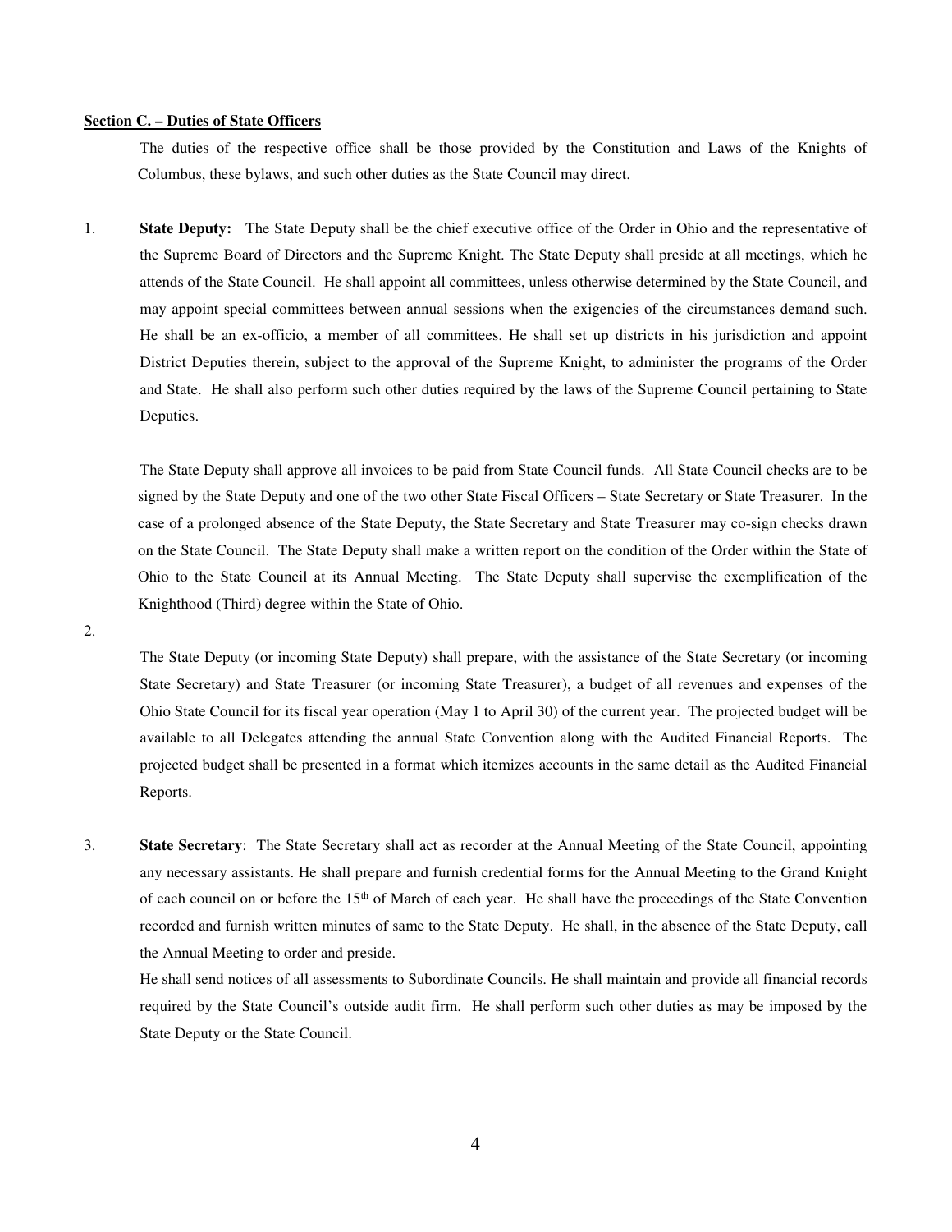**Section C. – Duties of State Officers**

The duties of the respective office shall be those provided by the Constitution and Laws of the Knights of Columbus, these bylaws, and such other duties as the State Council may direct.

1. **State Deputy:** The State Deputy shall be the chief executive office of the Order in Ohio and the representative of the Supreme Board of Directors and the Supreme Knight. The State Deputy shall preside at all meetings, which he attends of the State Council. He shall appoint all committees, unless otherwise determined by the State Council, and may appoint special committees between annual sessions when the exigencies of the circumstances demand such. He shall be an ex-officio, a member of all committees. He shall set up districts in his jurisdiction and appoint District Deputies therein, subject to the approval of the Supreme Knight, to administer the programs of the Order and State. He shall also perform such other duties required by the laws of the Supreme Council pertaining to State Deputies.

   The State Deputy shall approve all invoices to be paid from State Council funds. All State Council checks are to be signed by the State Deputy and one of the two other State Fiscal Officers – State Secretary or State Treasurer. In the case of a prolonged absence of the State Deputy, the State Secretary and State Treasurer may co-sign checks drawn on the State Council. The State Deputy shall make a written report on the condition of the Order within the State of Ohio to the State Council at its Annual Meeting. The State Deputy shall supervise the exemplification of the Knighthood (Third) degree within the State of Ohio.

2. The State Deputy (or incoming State Deputy) shall prepare, with the assistance of the State Secretary (or incoming State Secretary) and State Treasurer (or incoming State Treasurer), a budget of all revenues and expenses of the Ohio State Council for its fiscal year operation (May 1 to April 30) of the current year. The projected budget will be available to all Delegates attending the annual State Convention along with the Audited Financial Reports. The projected budget shall be presented in a format which itemizes accounts in the same detail as the Audited Financial Reports.

3. **State Secretary**: The State Secretary shall act as recorder at the Annual Meeting of the State Council, appointing any necessary assistants. He shall prepare and furnish credential forms for the Annual Meeting to the Grand Knight of each council on or before the 15th of March of each year. He shall have the proceedings of the State Convention recorded and furnish written minutes of same to the State Deputy. He shall, in the absence of the State Deputy, call the Annual Meeting to order and preside.

   He shall send notices of all assessments to Subordinate Councils. He shall maintain and provide all financial records required by the State Council's outside audit firm. He shall perform such other duties as may be imposed by the State Deputy or the State Council.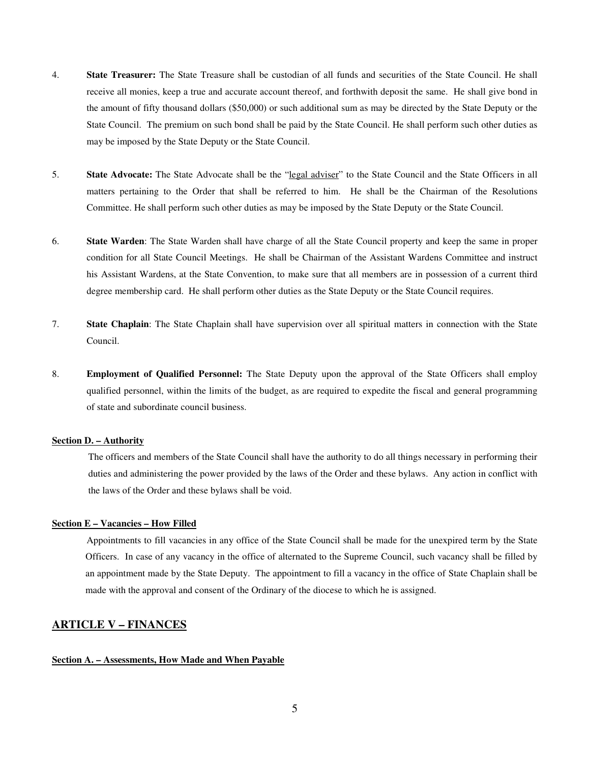4. **State Treasurer:** The State Treasure shall be custodian of all funds and securities of the State Council. He shall receive all monies, keep a true and accurate account thereof, and forthwith deposit the same. He shall give bond in the amount of fifty thousand dollars ($50,000) or such additional sum as may be directed by the State Deputy or the State Council. The premium on such bond shall be paid by the State Council. He shall perform such other duties as may be imposed by the State Deputy or the State Council.

5. **State Advocate:** The State Advocate shall be the "legal adviser" to the State Council and the State Officers in all matters pertaining to the Order that shall be referred to him. He shall be the Chairman of the Resolutions Committee. He shall perform such other duties as may be imposed by the State Deputy or the State Council.

6. **State Warden**: The State Warden shall have charge of all the State Council property and keep the same in proper condition for all State Council Meetings. He shall be Chairman of the Assistant Wardens Committee and instruct his Assistant Wardens, at the State Convention, to make sure that all members are in possession of a current third degree membership card. He shall perform other duties as the State Deputy or the State Council requires.

7. **State Chaplain**: The State Chaplain shall have supervision over all spiritual matters in connection with the State Council.

8. **Employment of Qualified Personnel:** The State Deputy upon the approval of the State Officers shall employ qualified personnel, within the limits of the budget, as are required to expedite the fiscal and general programming of state and subordinate council business.

**Section D. – Authority**

The officers and members of the State Council shall have the authority to do all things necessary in performing their duties and administering the power provided by the laws of the Order and these bylaws. Any action in conflict with the laws of the Order and these bylaws shall be void.

**Section E – Vacancies – How Filled**

Appointments to fill vacancies in any office of the State Council shall be made for the unexpired term by the State Officers. In case of any vacancy in the office of alternated to the Supreme Council, such vacancy shall be filled by an appointment made by the State Deputy. The appointment to fill a vacancy in the office of State Chaplain shall be made with the approval and consent of the Ordinary of the diocese to which he is assigned.

## ARTICLE V – FINANCES

**Section A. – Assessments, How Made and When Payable**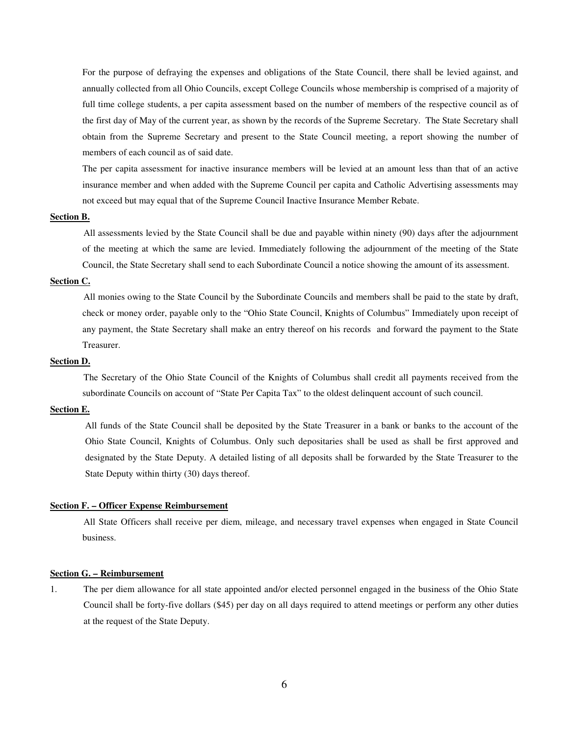For the purpose of defraying the expenses and obligations of the State Council, there shall be levied against, and annually collected from all Ohio Councils, except College Councils whose membership is comprised of a majority of full time college students, a per capita assessment based on the number of members of the respective council as of the first day of May of the current year, as shown by the records of the Supreme Secretary. The State Secretary shall obtain from the Supreme Secretary and present to the State Council meeting, a report showing the number of members of each council as of said date.

The per capita assessment for inactive insurance members will be levied at an amount less than that of an active insurance member and when added with the Supreme Council per capita and Catholic Advertising assessments may not exceed but may equal that of the Supreme Council Inactive Insurance Member Rebate.

**Section B.**

All assessments levied by the State Council shall be due and payable within ninety (90) days after the adjournment of the meeting at which the same are levied. Immediately following the adjournment of the meeting of the State Council, the State Secretary shall send to each Subordinate Council a notice showing the amount of its assessment.

**Section C.**

All monies owing to the State Council by the Subordinate Councils and members shall be paid to the state by draft, check or money order, payable only to the "Ohio State Council, Knights of Columbus" Immediately upon receipt of any payment, the State Secretary shall make an entry thereof on his records and forward the payment to the State Treasurer.

**Section D.**

The Secretary of the Ohio State Council of the Knights of Columbus shall credit all payments received from the subordinate Councils on account of "State Per Capita Tax" to the oldest delinquent account of such council.

**Section E.**

All funds of the State Council shall be deposited by the State Treasurer in a bank or banks to the account of the Ohio State Council, Knights of Columbus. Only such depositaries shall be used as shall be first approved and designated by the State Deputy. A detailed listing of all deposits shall be forwarded by the State Treasurer to the State Deputy within thirty (30) days thereof.

**Section F. – Officer Expense Reimbursement**

All State Officers shall receive per diem, mileage, and necessary travel expenses when engaged in State Council business.

**Section G. – Reimbursement**

1. The per diem allowance for all state appointed and/or elected personnel engaged in the business of the Ohio State Council shall be forty-five dollars ($45) per day on all days required to attend meetings or perform any other duties at the request of the State Deputy.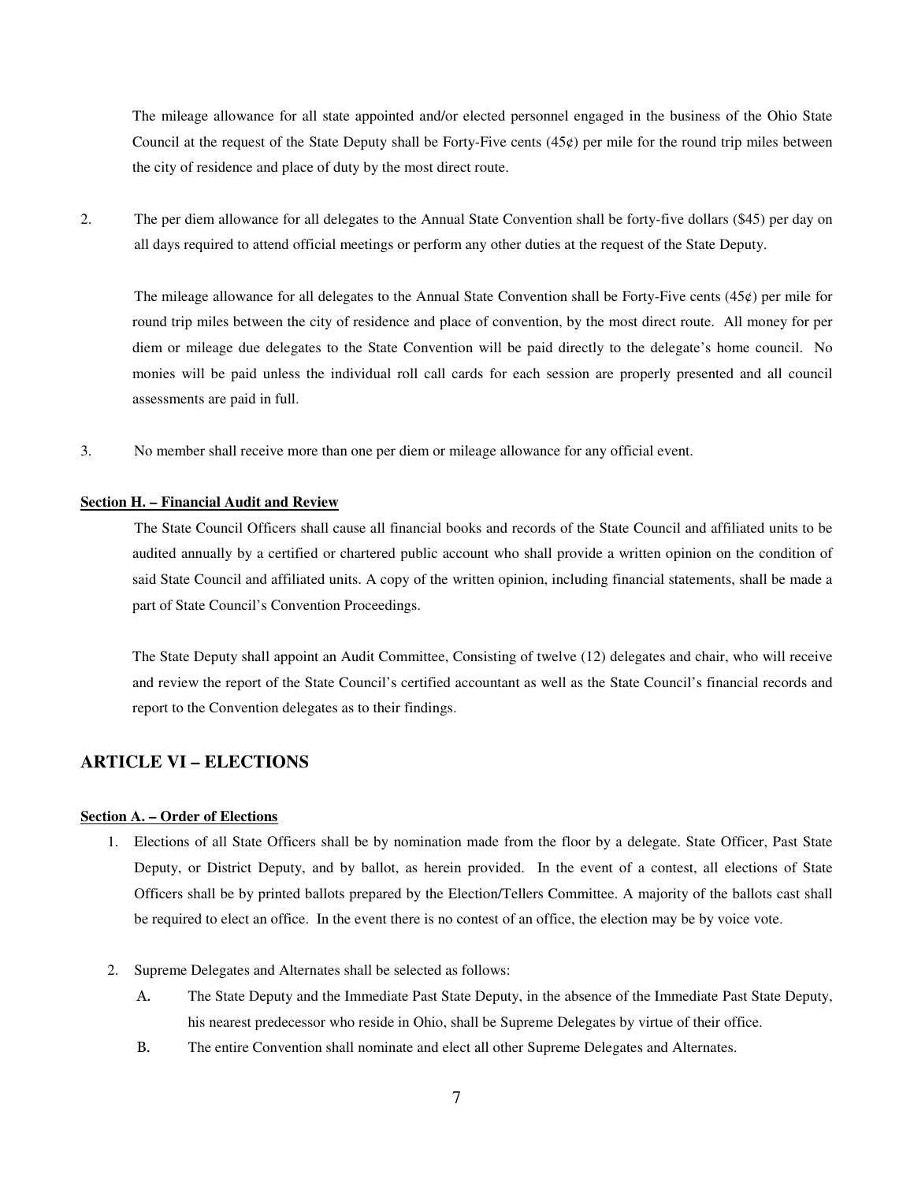The mileage allowance for all state appointed and/or elected personnel engaged in the business of the Ohio State Council at the request of the State Deputy shall be Forty-Five cents (45¢) per mile for the round trip miles between the city of residence and place of duty by the most direct route.

2. The per diem allowance for all delegates to the Annual State Convention shall be forty-five dollars ($45) per day on all days required to attend official meetings or perform any other duties at the request of the State Deputy.

   The mileage allowance for all delegates to the Annual State Convention shall be Forty-Five cents (45¢) per mile for round trip miles between the city of residence and place of convention, by the most direct route. All money for per diem or mileage due delegates to the State Convention will be paid directly to the delegate's home council. No monies will be paid unless the individual roll call cards for each session are properly presented and all council assessments are paid in full.

3. No member shall receive more than one per diem or mileage allowance for any official event.

**Section H. – Financial Audit and Review**

The State Council Officers shall cause all financial books and records of the State Council and affiliated units to be audited annually by a certified or chartered public account who shall provide a written opinion on the condition of said State Council and affiliated units. A copy of the written opinion, including financial statements, shall be made a part of State Council's Convention Proceedings.

The State Deputy shall appoint an Audit Committee, Consisting of twelve (12) delegates and chair, who will receive and review the report of the State Council's certified accountant as well as the State Council's financial records and report to the Convention delegates as to their findings.

## ARTICLE VI – ELECTIONS

**Section A. – Order of Elections**

1. Elections of all State Officers shall be by nomination made from the floor by a delegate. State Officer, Past State Deputy, or District Deputy, and by ballot, as herein provided. In the event of a contest, all elections of State Officers shall be by printed ballots prepared by the Election/Tellers Committee. A majority of the ballots cast shall be required to elect an office. In the event there is no contest of an office, the election may be by voice vote.

2. Supreme Delegates and Alternates shall be selected as follows:
   - A. The State Deputy and the Immediate Past State Deputy, in the absence of the Immediate Past State Deputy, his nearest predecessor who reside in Ohio, shall be Supreme Delegates by virtue of their office.
   - B. The entire Convention shall nominate and elect all other Supreme Delegates and Alternates.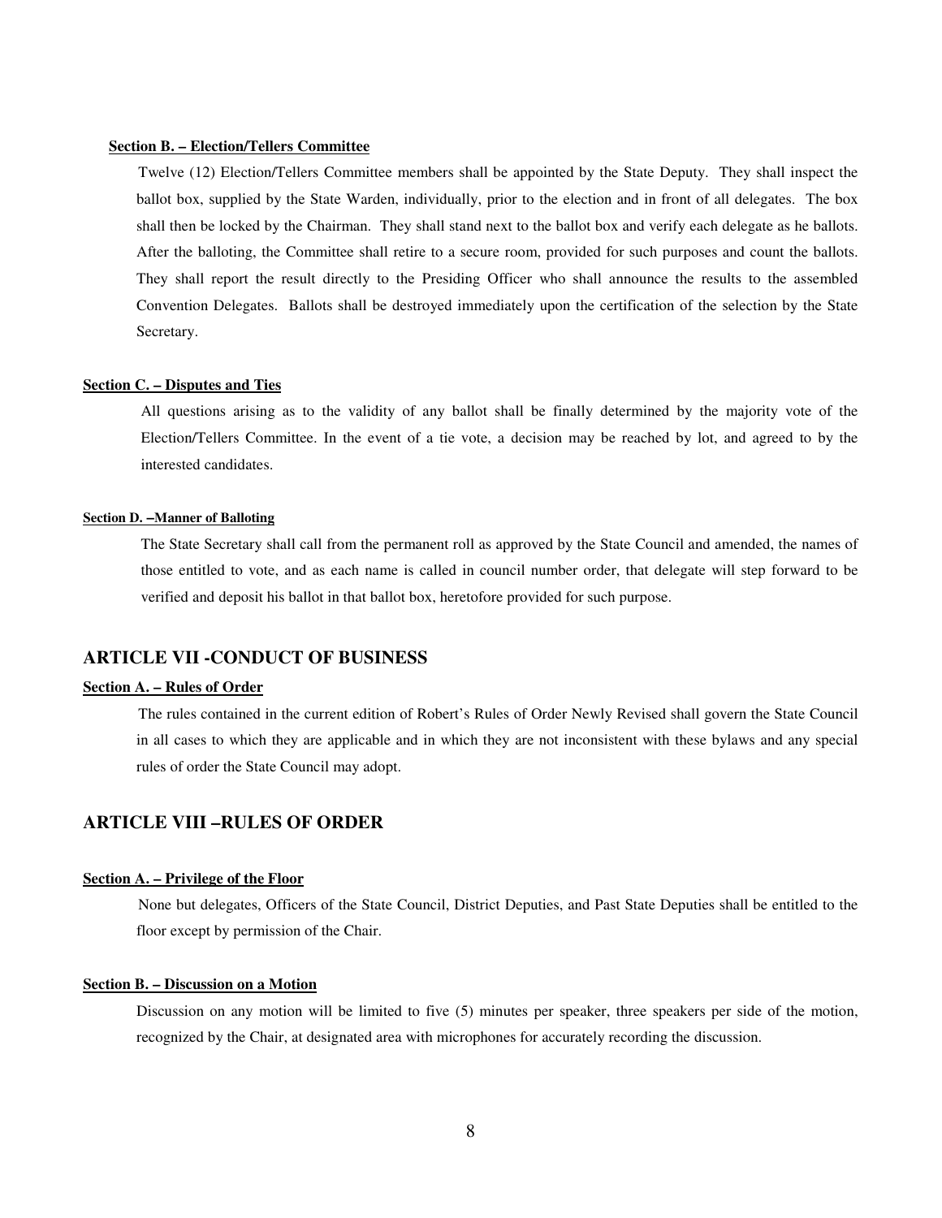**Section B. – Election/Tellers Committee**

Twelve (12) Election/Tellers Committee members shall be appointed by the State Deputy. They shall inspect the ballot box, supplied by the State Warden, individually, prior to the election and in front of all delegates. The box shall then be locked by the Chairman. They shall stand next to the ballot box and verify each delegate as he ballots. After the balloting, the Committee shall retire to a secure room, provided for such purposes and count the ballots. They shall report the result directly to the Presiding Officer who shall announce the results to the assembled Convention Delegates. Ballots shall be destroyed immediately upon the certification of the selection by the State Secretary.

**Section C. – Disputes and Ties**

All questions arising as to the validity of any ballot shall be finally determined by the majority vote of the Election/Tellers Committee. In the event of a tie vote, a decision may be reached by lot, and agreed to by the interested candidates.

**Section D. –Manner of Balloting**

The State Secretary shall call from the permanent roll as approved by the State Council and amended, the names of those entitled to vote, and as each name is called in council number order, that delegate will step forward to be verified and deposit his ballot in that ballot box, heretofore provided for such purpose.

## ARTICLE VII -CONDUCT OF BUSINESS

**Section A. – Rules of Order**

The rules contained in the current edition of Robert's Rules of Order Newly Revised shall govern the State Council in all cases to which they are applicable and in which they are not inconsistent with these bylaws and any special rules of order the State Council may adopt.

## ARTICLE VIII –RULES OF ORDER

**Section A. – Privilege of the Floor**

None but delegates, Officers of the State Council, District Deputies, and Past State Deputies shall be entitled to the floor except by permission of the Chair.

**Section B. – Discussion on a Motion**

Discussion on any motion will be limited to five (5) minutes per speaker, three speakers per side of the motion, recognized by the Chair, at designated area with microphones for accurately recording the discussion.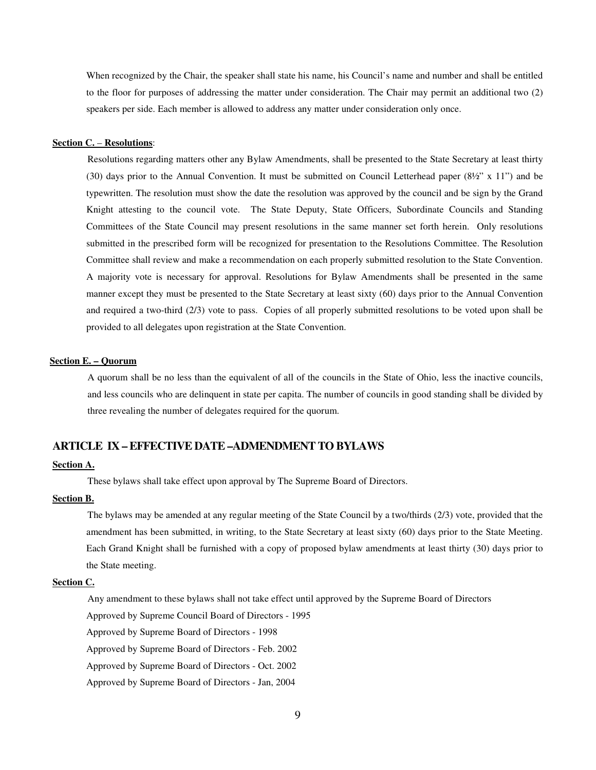When recognized by the Chair, the speaker shall state his name, his Council's name and number and shall be entitled to the floor for purposes of addressing the matter under consideration. The Chair may permit an additional two (2) speakers per side. Each member is allowed to address any matter under consideration only once.

**Section C. – Resolutions**:

Resolutions regarding matters other any Bylaw Amendments, shall be presented to the State Secretary at least thirty (30) days prior to the Annual Convention. It must be submitted on Council Letterhead paper (8½" x 11") and be typewritten. The resolution must show the date the resolution was approved by the council and be sign by the Grand Knight attesting to the council vote. The State Deputy, State Officers, Subordinate Councils and Standing Committees of the State Council may present resolutions in the same manner set forth herein. Only resolutions submitted in the prescribed form will be recognized for presentation to the Resolutions Committee. The Resolution Committee shall review and make a recommendation on each properly submitted resolution to the State Convention. A majority vote is necessary for approval. Resolutions for Bylaw Amendments shall be presented in the same manner except they must be presented to the State Secretary at least sixty (60) days prior to the Annual Convention and required a two-third (2/3) vote to pass. Copies of all properly submitted resolutions to be voted upon shall be provided to all delegates upon registration at the State Convention.

**Section E. – Quorum**

A quorum shall be no less than the equivalent of all of the councils in the State of Ohio, less the inactive councils, and less councils who are delinquent in state per capita. The number of councils in good standing shall be divided by three revealing the number of delegates required for the quorum.

## ARTICLE IX – EFFECTIVE DATE –ADMENDMENT TO BYLAWS

**Section A.**

These bylaws shall take effect upon approval by The Supreme Board of Directors.

**Section B.**

The bylaws may be amended at any regular meeting of the State Council by a two/thirds (2/3) vote, provided that the amendment has been submitted, in writing, to the State Secretary at least sixty (60) days prior to the State Meeting. Each Grand Knight shall be furnished with a copy of proposed bylaw amendments at least thirty (30) days prior to the State meeting.

**Section C.**

Any amendment to these bylaws shall not take effect until approved by the Supreme Board of Directors

Approved by Supreme Council Board of Directors - 1995

Approved by Supreme Board of Directors - 1998

Approved by Supreme Board of Directors - Feb. 2002

Approved by Supreme Board of Directors - Oct. 2002

Approved by Supreme Board of Directors - Jan, 2004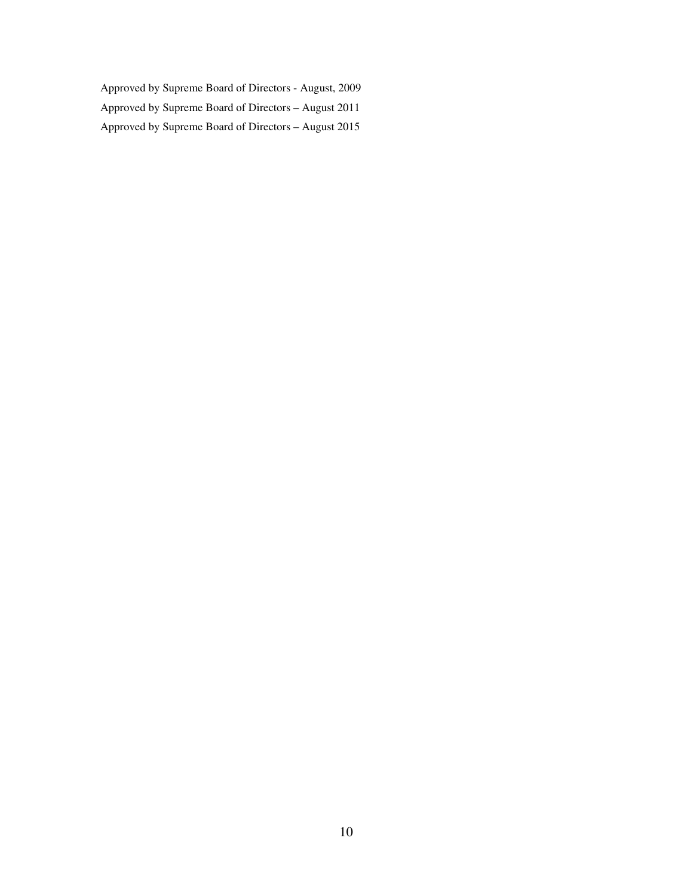Approved by Supreme Board of Directors - August, 2009

Approved by Supreme Board of Directors – August 2011

Approved by Supreme Board of Directors – August 2015